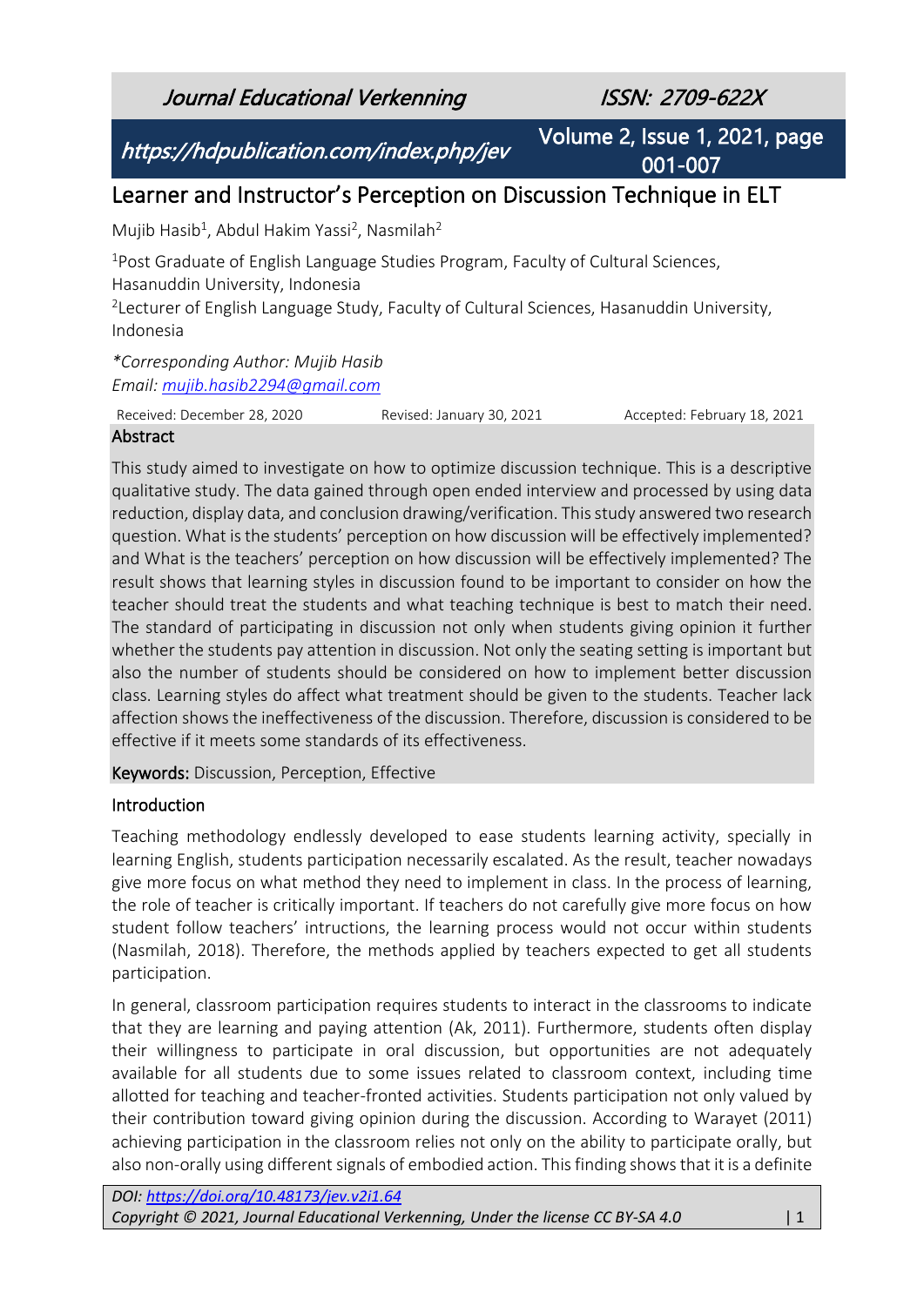# Learner and Instructor's Perception on Discussion Technique in ELT

Mujib Hasib[1], Abdul Hakim Yassi[2], Nasmilah[2]

[1]Post Graduate of English Language Studies Program, Faculty of Cultural Sciences, Hasanuddin University, Indonesia

[2]Lecturer of English Language Study, Faculty of Cultural Sciences, Hasanuddin University, Indonesia

*\*Corresponding Author: Mujib Hasib*
*Email: mujib.hasib2294@gmail.com*

Received: December 28, 2020 Revised: January 30, 2021 Accepted: February 18, 2021

## Abstract

This study aimed to investigate on how to optimize discussion technique. This is a descriptive qualitative study. The data gained through open ended interview and processed by using data reduction, display data, and conclusion drawing/verification. This study answered two research question. What is the students' perception on how discussion will be effectively implemented? and What is the teachers' perception on how discussion will be effectively implemented? The result shows that learning styles in discussion found to be important to consider on how the teacher should treat the students and what teaching technique is best to match their need. The standard of participating in discussion not only when students giving opinion it further whether the students pay attention in discussion. Not only the seating setting is important but also the number of students should be considered on how to implement better discussion class. Learning styles do affect what treatment should be given to the students. Teacher lack affection shows the ineffectiveness of the discussion. Therefore, discussion is considered to be effective if it meets some standards of its effectiveness.

**Keywords:** Discussion, Perception, Effective

## Introduction

Teaching methodology endlessly developed to ease students learning activity, specially in learning English, students participation necessarily escalated. As the result, teacher nowadays give more focus on what method they need to implement in class. In the process of learning, the role of teacher is critically important. If teachers do not carefully give more focus on how student follow teachers' intructions, the learning process would not occur within students (Nasmilah, 2018). Therefore, the methods applied by teachers expected to get all students participation.

In general, classroom participation requires students to interact in the classrooms to indicate that they are learning and paying attention (Ak, 2011). Furthermore, students often display their willingness to participate in oral discussion, but opportunities are not adequately available for all students due to some issues related to classroom context, including time allotted for teaching and teacher-fronted activities. Students participation not only valued by their contribution toward giving opinion during the discussion. According to Warayet (2011) achieving participation in the classroom relies not only on the ability to participate orally, but also non-orally using different signals of embodied action. This finding shows that it is a definite

DOI: https://doi.org/10.48173/jev.v2i1.64
Copyright © 2021, Journal Educational Verkenning, Under the license CC BY-SA 4.0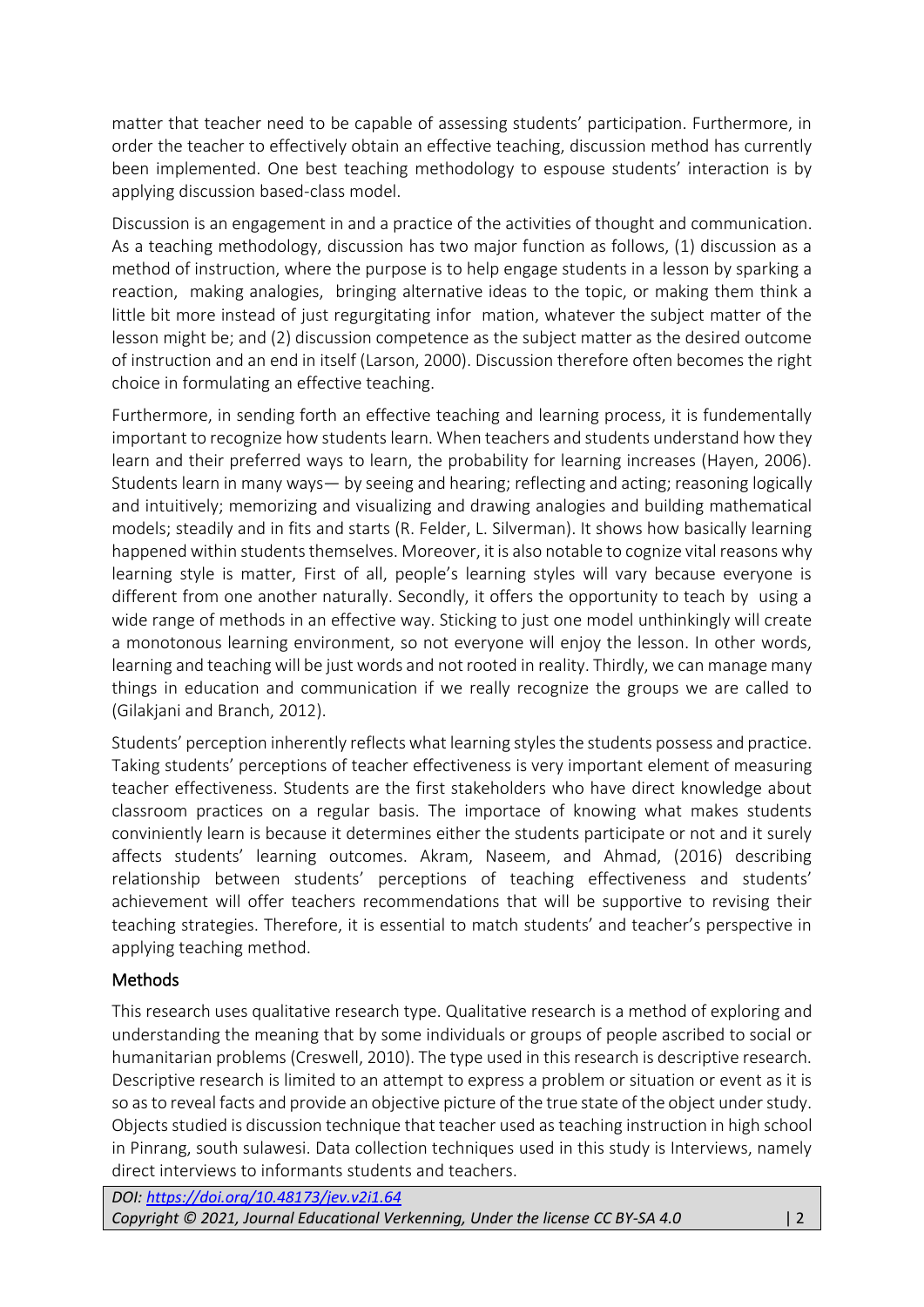matter that teacher need to be capable of assessing students' participation. Furthermore, in order the teacher to effectively obtain an effective teaching, discussion method has currently been implemented. One best teaching methodology to espouse students' interaction is by applying discussion based-class model.

Discussion is an engagement in and a practice of the activities of thought and communication. As a teaching methodology, discussion has two major function as follows, (1) discussion as a method of instruction, where the purpose is to help engage students in a lesson by sparking a reaction, making analogies, bringing alternative ideas to the topic, or making them think a little bit more instead of just regurgitating infor mation, whatever the subject matter of the lesson might be; and (2) discussion competence as the subject matter as the desired outcome of instruction and an end in itself (Larson, 2000). Discussion therefore often becomes the right choice in formulating an effective teaching.

Furthermore, in sending forth an effective teaching and learning process, it is fundementally important to recognize how students learn. When teachers and students understand how they learn and their preferred ways to learn, the probability for learning increases (Hayen, 2006). Students learn in many ways— by seeing and hearing; reflecting and acting; reasoning logically and intuitively; memorizing and visualizing and drawing analogies and building mathematical models; steadily and in fits and starts (R. Felder, L. Silverman). It shows how basically learning happened within students themselves. Moreover, it is also notable to cognize vital reasons why learning style is matter, First of all, people's learning styles will vary because everyone is different from one another naturally. Secondly, it offers the opportunity to teach by using a wide range of methods in an effective way. Sticking to just one model unthinkingly will create a monotonous learning environment, so not everyone will enjoy the lesson. In other words, learning and teaching will be just words and not rooted in reality. Thirdly, we can manage many things in education and communication if we really recognize the groups we are called to (Gilakjani and Branch, 2012).

Students' perception inherently reflects what learning styles the students possess and practice. Taking students' perceptions of teacher effectiveness is very important element of measuring teacher effectiveness. Students are the first stakeholders who have direct knowledge about classroom practices on a regular basis. The importace of knowing what makes students conviniently learn is because it determines either the students participate or not and it surely affects students' learning outcomes. Akram, Naseem, and Ahmad, (2016) describing relationship between students' perceptions of teaching effectiveness and students' achievement will offer teachers recommendations that will be supportive to revising their teaching strategies. Therefore, it is essential to match students' and teacher's perspective in applying teaching method.

## Methods

This research uses qualitative research type. Qualitative research is a method of exploring and understanding the meaning that by some individuals or groups of people ascribed to social or humanitarian problems (Creswell, 2010). The type used in this research is descriptive research. Descriptive research is limited to an attempt to express a problem or situation or event as it is so as to reveal facts and provide an objective picture of the true state of the object under study. Objects studied is discussion technique that teacher used as teaching instruction in high school in Pinrang, south sulawesi. Data collection techniques used in this study is Interviews, namely direct interviews to informants students and teachers.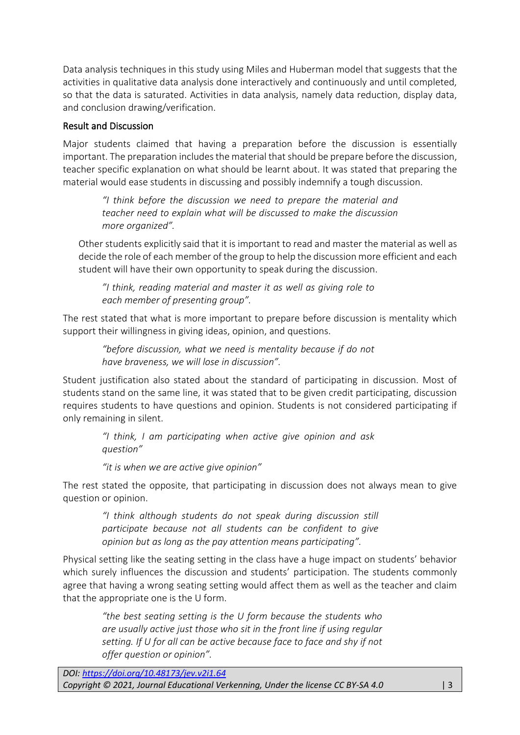Data analysis techniques in this study using Miles and Huberman model that suggests that the activities in qualitative data analysis done interactively and continuously and until completed, so that the data is saturated. Activities in data analysis, namely data reduction, display data, and conclusion drawing/verification.

## Result and Discussion

Major students claimed that having a preparation before the discussion is essentially important. The preparation includes the material that should be prepare before the discussion, teacher specific explanation on what should be learnt about. It was stated that preparing the material would ease students in discussing and possibly indemnify a tough discussion.

> *"I think before the discussion we need to prepare the material and teacher need to explain what will be discussed to make the discussion more organized".*

Other students explicitly said that it is important to read and master the material as well as decide the role of each member of the group to help the discussion more efficient and each student will have their own opportunity to speak during the discussion.

> *"I think, reading material and master it as well as giving role to each member of presenting group".*

The rest stated that what is more important to prepare before discussion is mentality which support their willingness in giving ideas, opinion, and questions.

> *"before discussion, what we need is mentality because if do not have braveness, we will lose in discussion".*

Student justification also stated about the standard of participating in discussion. Most of students stand on the same line, it was stated that to be given credit participating, discussion requires students to have questions and opinion. Students is not considered participating if only remaining in silent.

> *"I think, I am participating when active give opinion and ask question"*
>
> *"it is when we are active give opinion"*

The rest stated the opposite, that participating in discussion does not always mean to give question or opinion.

> *"I think although students do not speak during discussion still participate because not all students can be confident to give opinion but as long as the pay attention means participating".*

Physical setting like the seating setting in the class have a huge impact on students' behavior which surely influences the discussion and students' participation. The students commonly agree that having a wrong seating setting would affect them as well as the teacher and claim that the appropriate one is the U form.

> *"the best seating setting is the U form because the students who are usually active just those who sit in the front line if using regular setting. If U for all can be active because face to face and shy if not offer question or opinion".*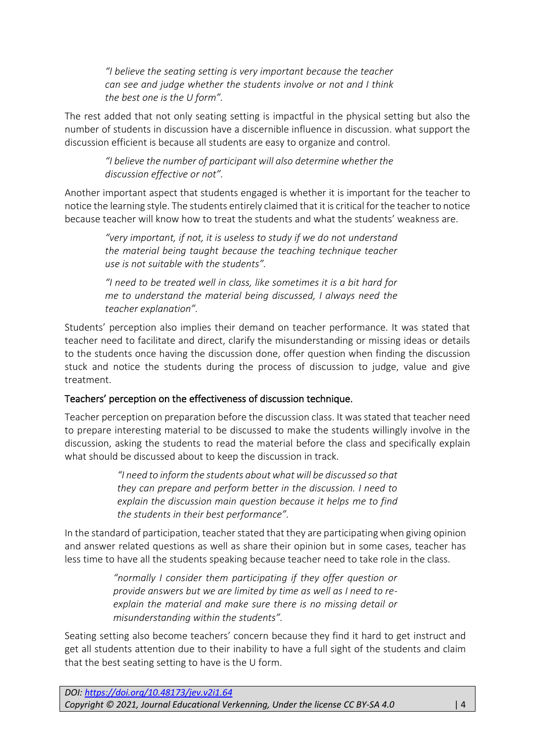> *"I believe the seating setting is very important because the teacher can see and judge whether the students involve or not and I think the best one is the U form".*

The rest added that not only seating setting is impactful in the physical setting but also the number of students in discussion have a discernible influence in discussion. what support the discussion efficient is because all students are easy to organize and control.

> *"I believe the number of participant will also determine whether the discussion effective or not".*

Another important aspect that students engaged is whether it is important for the teacher to notice the learning style. The students entirely claimed that it is critical for the teacher to notice because teacher will know how to treat the students and what the students' weakness are.

> *"very important, if not, it is useless to study if we do not understand the material being taught because the teaching technique teacher use is not suitable with the students".*

> *"I need to be treated well in class, like sometimes it is a bit hard for me to understand the material being discussed, I always need the teacher explanation".*

Students' perception also implies their demand on teacher performance. It was stated that teacher need to facilitate and direct, clarify the misunderstanding or missing ideas or details to the students once having the discussion done, offer question when finding the discussion stuck and notice the students during the process of discussion to judge, value and give treatment.

### Teachers' perception on the effectiveness of discussion technique.

Teacher perception on preparation before the discussion class. It was stated that teacher need to prepare interesting material to be discussed to make the students willingly involve in the discussion, asking the students to read the material before the class and specifically explain what should be discussed about to keep the discussion in track.

> *"I need to inform the students about what will be discussed so that they can prepare and perform better in the discussion. I need to explain the discussion main question because it helps me to find the students in their best performance".*

In the standard of participation, teacher stated that they are participating when giving opinion and answer related questions as well as share their opinion but in some cases, teacher has less time to have all the students speaking because teacher need to take role in the class.

> *"normally I consider them participating if they offer question or provide answers but we are limited by time as well as I need to re-explain the material and make sure there is no missing detail or misunderstanding within the students".*

Seating setting also become teachers' concern because they find it hard to get instruct and get all students attention due to their inability to have a full sight of the students and claim that the best seating setting to have is the U form.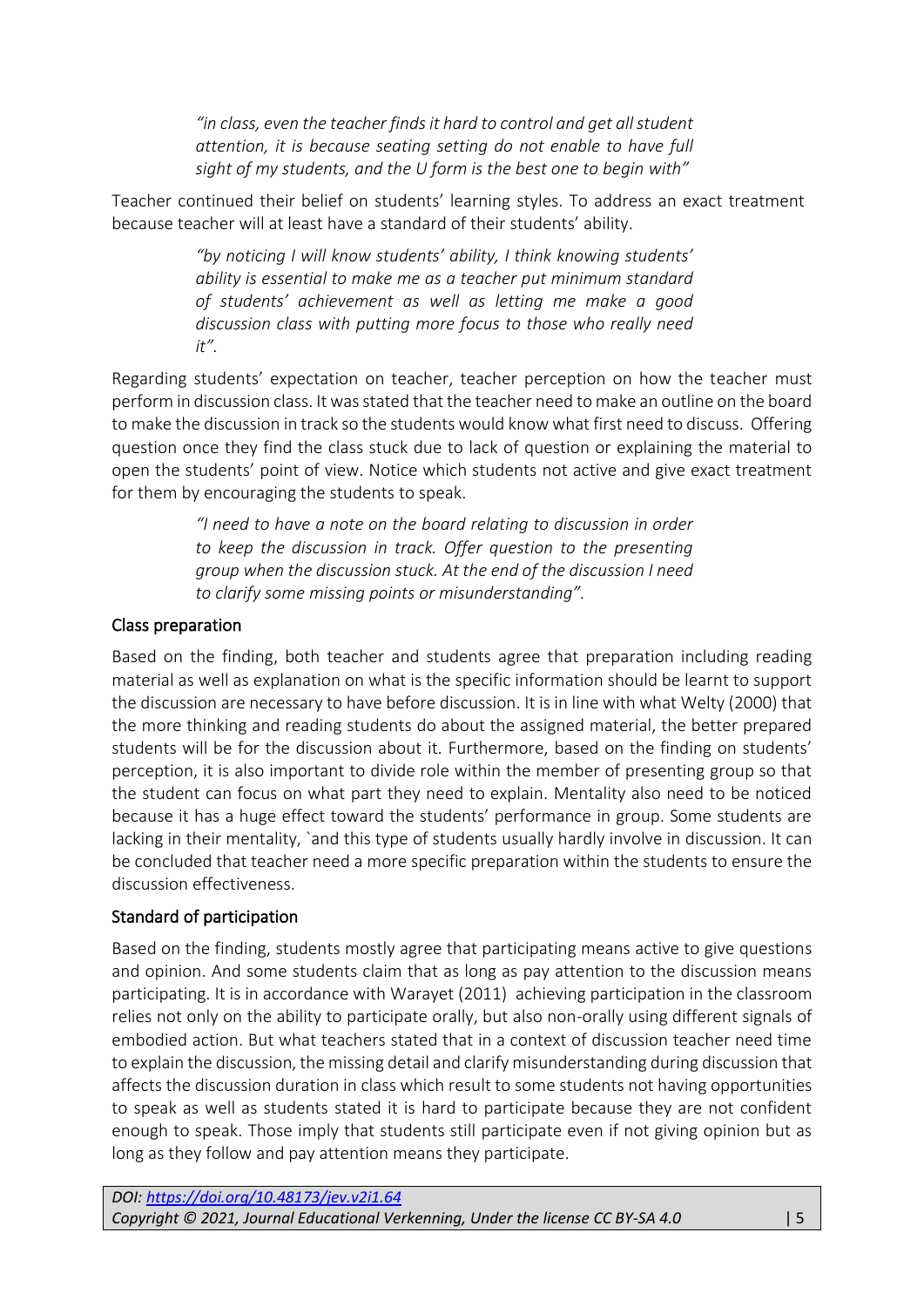> *"in class, even the teacher finds it hard to control and get all student attention, it is because seating setting do not enable to have full sight of my students, and the U form is the best one to begin with"*

Teacher continued their belief on students' learning styles. To address an exact treatment because teacher will at least have a standard of their students' ability.

> *"by noticing I will know students' ability, I think knowing students' ability is essential to make me as a teacher put minimum standard of students' achievement as well as letting me make a good discussion class with putting more focus to those who really need it".*

Regarding students' expectation on teacher, teacher perception on how the teacher must perform in discussion class. It was stated that the teacher need to make an outline on the board to make the discussion in track so the students would know what first need to discuss. Offering question once they find the class stuck due to lack of question or explaining the material to open the students' point of view. Notice which students not active and give exact treatment for them by encouraging the students to speak.

> *"I need to have a note on the board relating to discussion in order to keep the discussion in track. Offer question to the presenting group when the discussion stuck. At the end of the discussion I need to clarify some missing points or misunderstanding".*

## Class preparation

Based on the finding, both teacher and students agree that preparation including reading material as well as explanation on what is the specific information should be learnt to support the discussion are necessary to have before discussion. It is in line with what Welty (2000) that the more thinking and reading students do about the assigned material, the better prepared students will be for the discussion about it. Furthermore, based on the finding on students' perception, it is also important to divide role within the member of presenting group so that the student can focus on what part they need to explain. Mentality also need to be noticed because it has a huge effect toward the students' performance in group. Some students are lacking in their mentality, `and this type of students usually hardly involve in discussion. It can be concluded that teacher need a more specific preparation within the students to ensure the discussion effectiveness.

## Standard of participation

Based on the finding, students mostly agree that participating means active to give questions and opinion. And some students claim that as long as pay attention to the discussion means participating. It is in accordance with Warayet (2011) achieving participation in the classroom relies not only on the ability to participate orally, but also non-orally using different signals of embodied action. But what teachers stated that in a context of discussion teacher need time to explain the discussion, the missing detail and clarify misunderstanding during discussion that affects the discussion duration in class which result to some students not having opportunities to speak as well as students stated it is hard to participate because they are not confident enough to speak. Those imply that students still participate even if not giving opinion but as long as they follow and pay attention means they participate.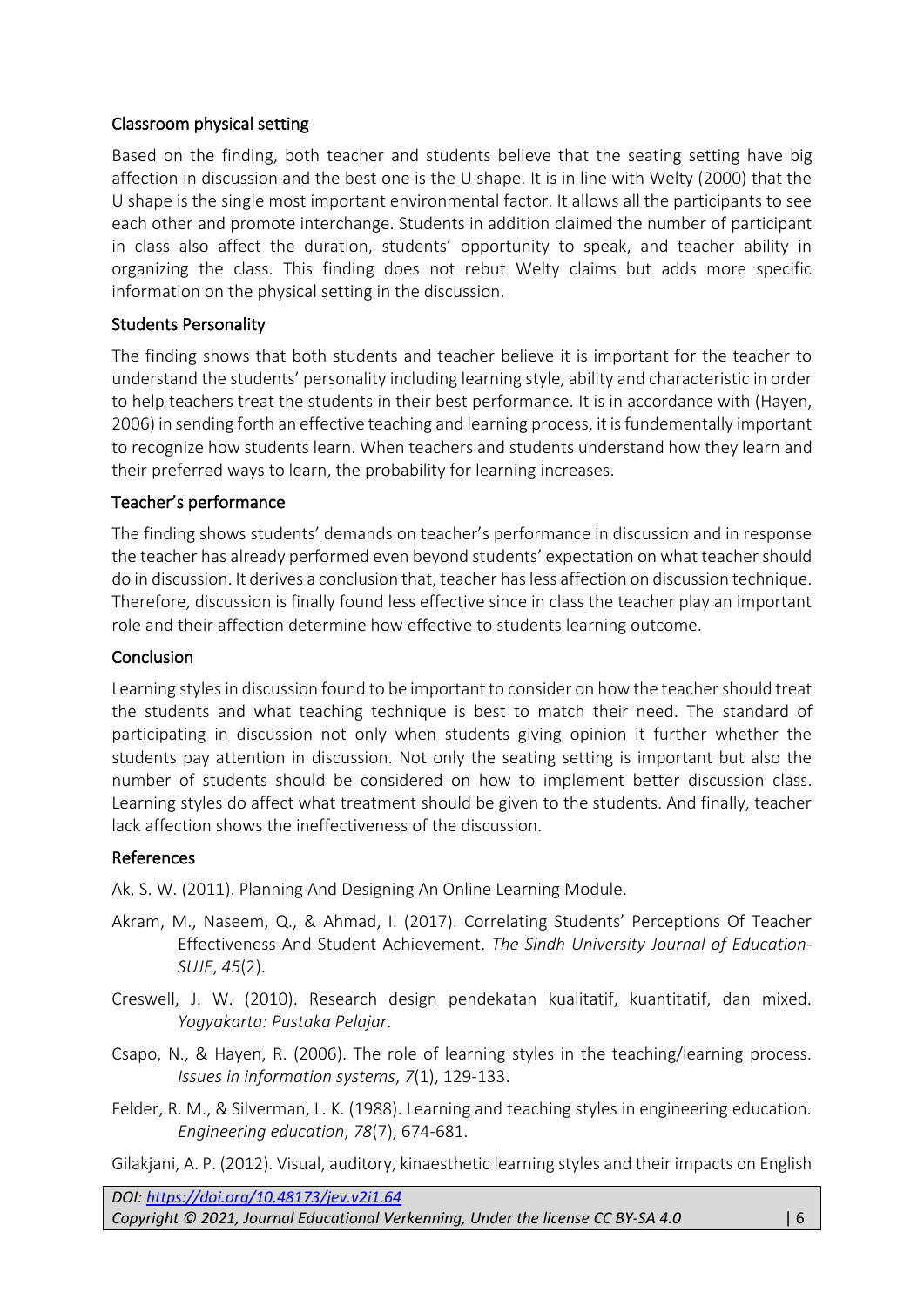### Classroom physical setting

Based on the finding, both teacher and students believe that the seating setting have big affection in discussion and the best one is the U shape. It is in line with Welty (2000) that the U shape is the single most important environmental factor. It allows all the participants to see each other and promote interchange. Students in addition claimed the number of participant in class also affect the duration, students' opportunity to speak, and teacher ability in organizing the class. This finding does not rebut Welty claims but adds more specific information on the physical setting in the discussion.

### Students Personality

The finding shows that both students and teacher believe it is important for the teacher to understand the students' personality including learning style, ability and characteristic in order to help teachers treat the students in their best performance. It is in accordance with (Hayen, 2006) in sending forth an effective teaching and learning process, it is fundementally important to recognize how students learn. When teachers and students understand how they learn and their preferred ways to learn, the probability for learning increases.

### Teacher's performance

The finding shows students' demands on teacher's performance in discussion and in response the teacher has already performed even beyond students' expectation on what teacher should do in discussion. It derives a conclusion that, teacher has less affection on discussion technique. Therefore, discussion is finally found less effective since in class the teacher play an important role and their affection determine how effective to students learning outcome.

## Conclusion

Learning styles in discussion found to be important to consider on how the teacher should treat the students and what teaching technique is best to match their need. The standard of participating in discussion not only when students giving opinion it further whether the students pay attention in discussion. Not only the seating setting is important but also the number of students should be considered on how to implement better discussion class. Learning styles do affect what treatment should be given to the students. And finally, teacher lack affection shows the ineffectiveness of the discussion.

## References

Ak, S. W. (2011). Planning And Designing An Online Learning Module.

Akram, M., Naseem, Q., & Ahmad, I. (2017). Correlating Students' Perceptions Of Teacher Effectiveness And Student Achievement. *The Sindh University Journal of Education-SUJE*, *45*(2).

Creswell, J. W. (2010). Research design pendekatan kualitatif, kuantitatif, dan mixed. *Yogyakarta: Pustaka Pelajar*.

Csapo, N., & Hayen, R. (2006). The role of learning styles in the teaching/learning process. *Issues in information systems*, *7*(1), 129-133.

Felder, R. M., & Silverman, L. K. (1988). Learning and teaching styles in engineering education. *Engineering education*, *78*(7), 674-681.

Gilakjani, A. P. (2012). Visual, auditory, kinaesthetic learning styles and their impacts on English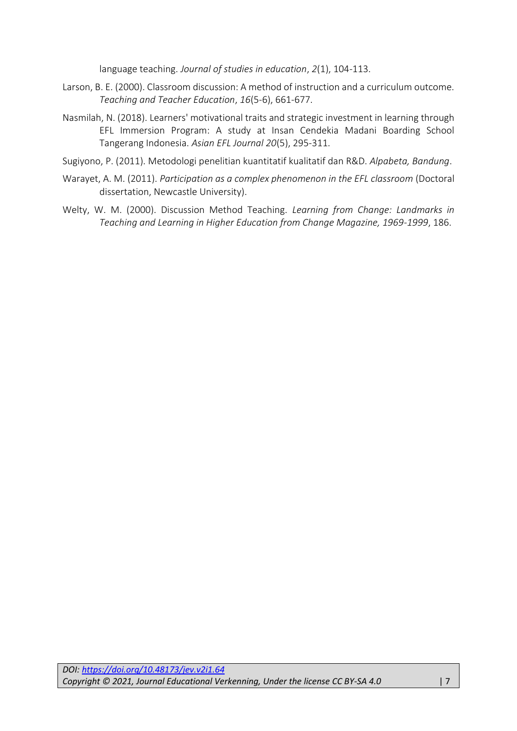language teaching. *Journal of studies in education*, *2*(1), 104-113.

Larson, B. E. (2000). Classroom discussion: A method of instruction and a curriculum outcome. *Teaching and Teacher Education*, *16*(5-6), 661-677.

Nasmilah, N. (2018). Learners' motivational traits and strategic investment in learning through EFL Immersion Program: A study at Insan Cendekia Madani Boarding School Tangerang Indonesia. *Asian EFL Journal 20*(5), 295-311.

Sugiyono, P. (2011). Metodologi penelitian kuantitatif kualitatif dan R&D. *Alpabeta, Bandung*.

Warayet, A. M. (2011). *Participation as a complex phenomenon in the EFL classroom* (Doctoral dissertation, Newcastle University).

Welty, W. M. (2000). Discussion Method Teaching. *Learning from Change: Landmarks in Teaching and Learning in Higher Education from Change Magazine, 1969-1999*, 186.